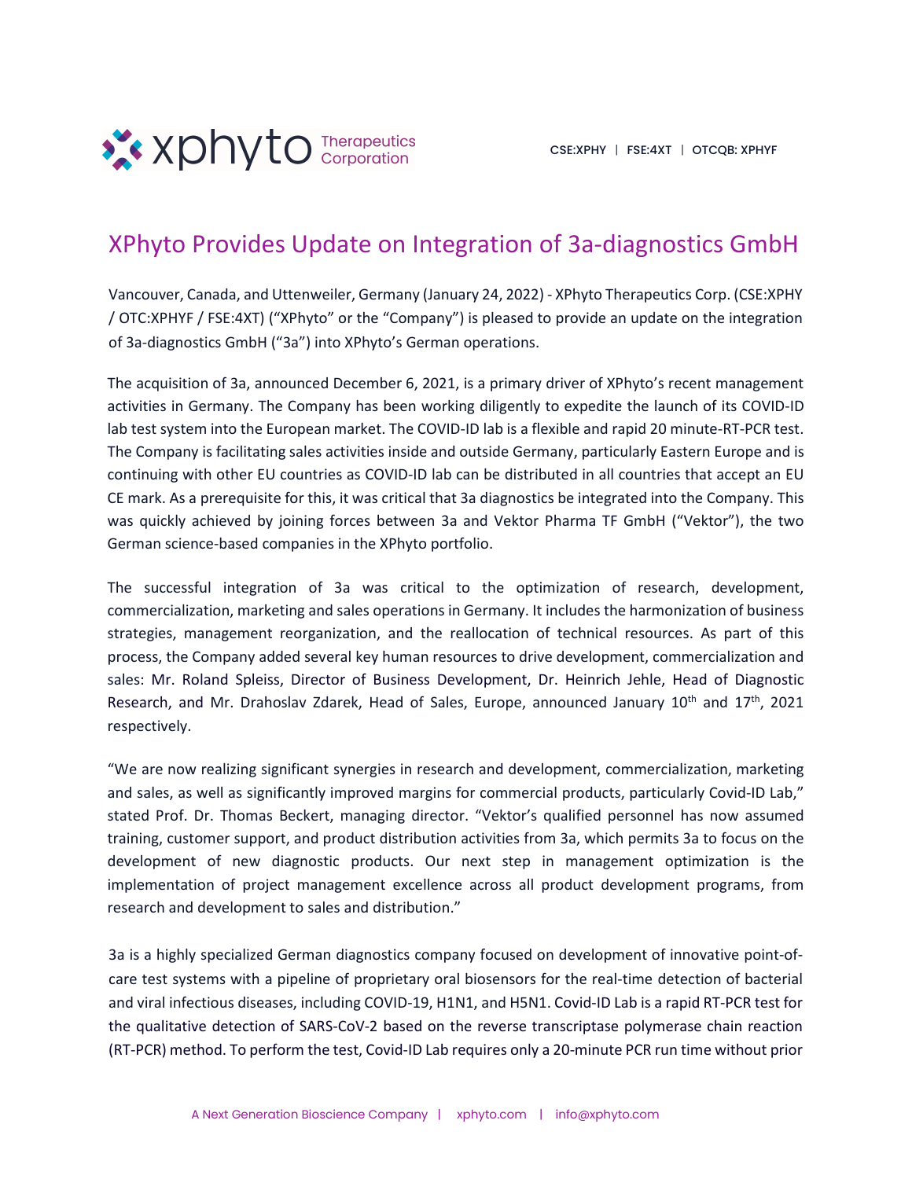xphyto Therapeutics Corporation

CSE:XPHY | FSE:4XT | OTCQB: XPHYF

# XPhyto Provides Update on Integration of 3a-diagnostics GmbH

Vancouver, Canada, and Uttenweiler, Germany (January 24, 2022) - XPhyto Therapeutics Corp. (CSE:XPHY / OTC:XPHYF / FSE:4XT) ("XPhyto" or the "Company") is pleased to provide an update on the integration of 3a-diagnostics GmbH ("3a") into XPhyto's German operations.

The acquisition of 3a, announced December 6, 2021, is a primary driver of XPhyto's recent management activities in Germany. The Company has been working diligently to expedite the launch of its COVID-ID lab test system into the European market. The COVID-ID lab is a flexible and rapid 20 minute-RT-PCR test. The Company is facilitating sales activities inside and outside Germany, particularly Eastern Europe and is continuing with other EU countries as COVID-ID lab can be distributed in all countries that accept an EU CE mark. As a prerequisite for this, it was critical that 3a diagnostics be integrated into the Company. This was quickly achieved by joining forces between 3a and Vektor Pharma TF GmbH ("Vektor"), the two German science-based companies in the XPhyto portfolio.

The successful integration of 3a was critical to the optimization of research, development, commercialization, marketing and sales operations in Germany. It includes the harmonization of business strategies, management reorganization, and the reallocation of technical resources. As part of this process, the Company added several key human resources to drive development, commercialization and sales: Mr. Roland Spleiss, Director of Business Development, Dr. Heinrich Jehle, Head of Diagnostic Research, and Mr. Drahoslav Zdarek, Head of Sales, Europe, announced January 10th and 17th, 2021 respectively.

"We are now realizing significant synergies in research and development, commercialization, marketing and sales, as well as significantly improved margins for commercial products, particularly Covid-ID Lab," stated Prof. Dr. Thomas Beckert, managing director. "Vektor's qualified personnel has now assumed training, customer support, and product distribution activities from 3a, which permits 3a to focus on the development of new diagnostic products. Our next step in management optimization is the implementation of project management excellence across all product development programs, from research and development to sales and distribution."

3a is a highly specialized German diagnostics company focused on development of innovative point-of-care test systems with a pipeline of proprietary oral biosensors for the real-time detection of bacterial and viral infectious diseases, including COVID-19, H1N1, and H5N1. Covid-ID Lab is a rapid RT-PCR test for the qualitative detection of SARS-CoV-2 based on the reverse transcriptase polymerase chain reaction (RT-PCR) method. To perform the test, Covid-ID Lab requires only a 20-minute PCR run time without prior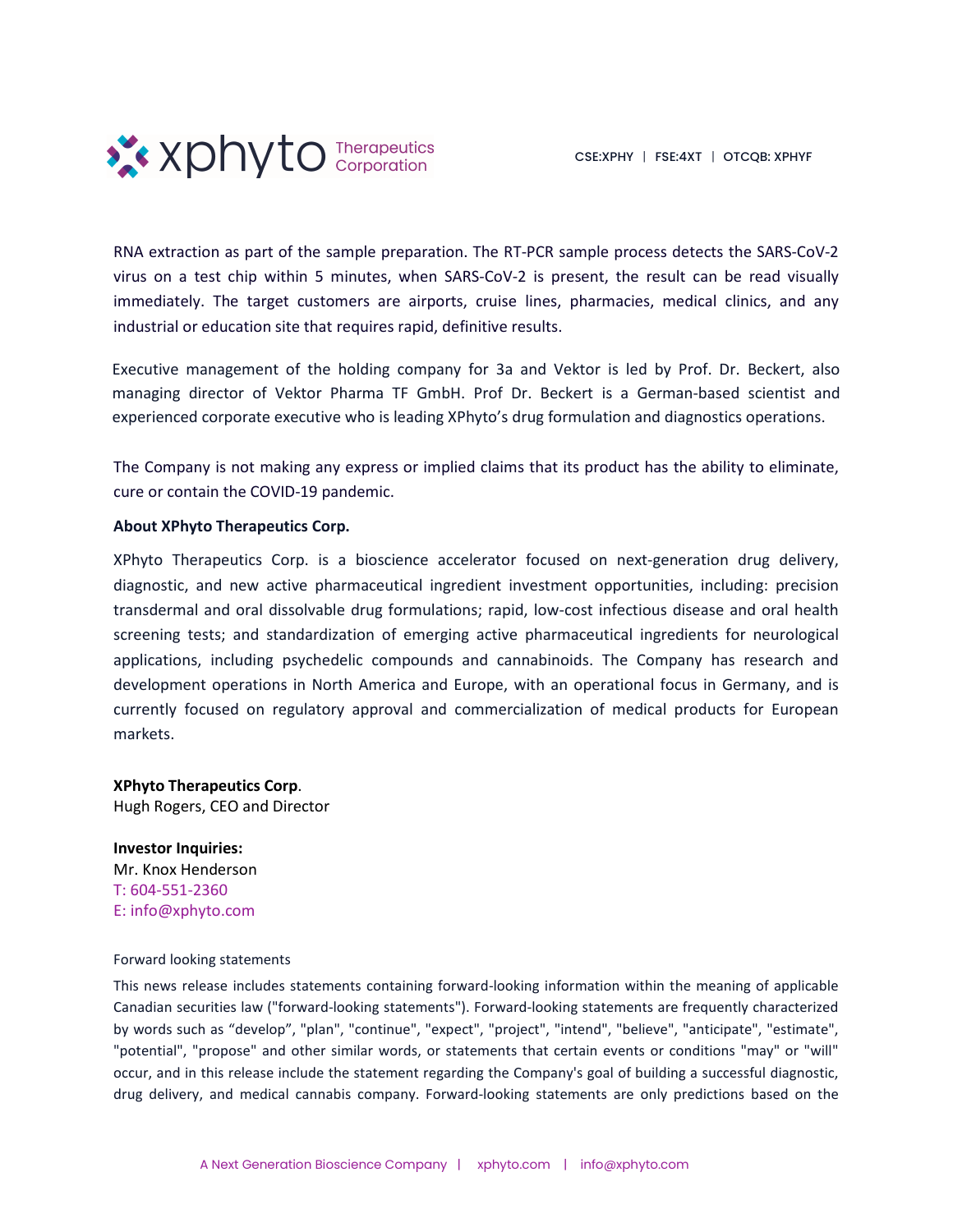RNA extraction as part of the sample preparation. The RT-PCR sample process detects the SARS-CoV-2 virus on a test chip within 5 minutes, when SARS-CoV-2 is present, the result can be read visually immediately. The target customers are airports, cruise lines, pharmacies, medical clinics, and any industrial or education site that requires rapid, definitive results.

Executive management of the holding company for 3a and Vektor is led by Prof. Dr. Beckert, also managing director of Vektor Pharma TF GmbH. Prof Dr. Beckert is a German-based scientist and experienced corporate executive who is leading XPhyto's drug formulation and diagnostics operations.

The Company is not making any express or implied claims that its product has the ability to eliminate, cure or contain the COVID-19 pandemic.

**About XPhyto Therapeutics Corp.**

XPhyto Therapeutics Corp. is a bioscience accelerator focused on next-generation drug delivery, diagnostic, and new active pharmaceutical ingredient investment opportunities, including: precision transdermal and oral dissolvable drug formulations; rapid, low-cost infectious disease and oral health screening tests; and standardization of emerging active pharmaceutical ingredients for neurological applications, including psychedelic compounds and cannabinoids. The Company has research and development operations in North America and Europe, with an operational focus in Germany, and is currently focused on regulatory approval and commercialization of medical products for European markets.

**XPhyto Therapeutics Corp**.
Hugh Rogers, CEO and Director

**Investor Inquiries:**
Mr. Knox Henderson
T: 604-551-2360
E: info@xphyto.com

Forward looking statements

This news release includes statements containing forward-looking information within the meaning of applicable Canadian securities law ("forward-looking statements"). Forward-looking statements are frequently characterized by words such as "develop", "plan", "continue", "expect", "project", "intend", "believe", "anticipate", "estimate", "potential", "propose" and other similar words, or statements that certain events or conditions "may" or "will" occur, and in this release include the statement regarding the Company's goal of building a successful diagnostic, drug delivery, and medical cannabis company. Forward-looking statements are only predictions based on the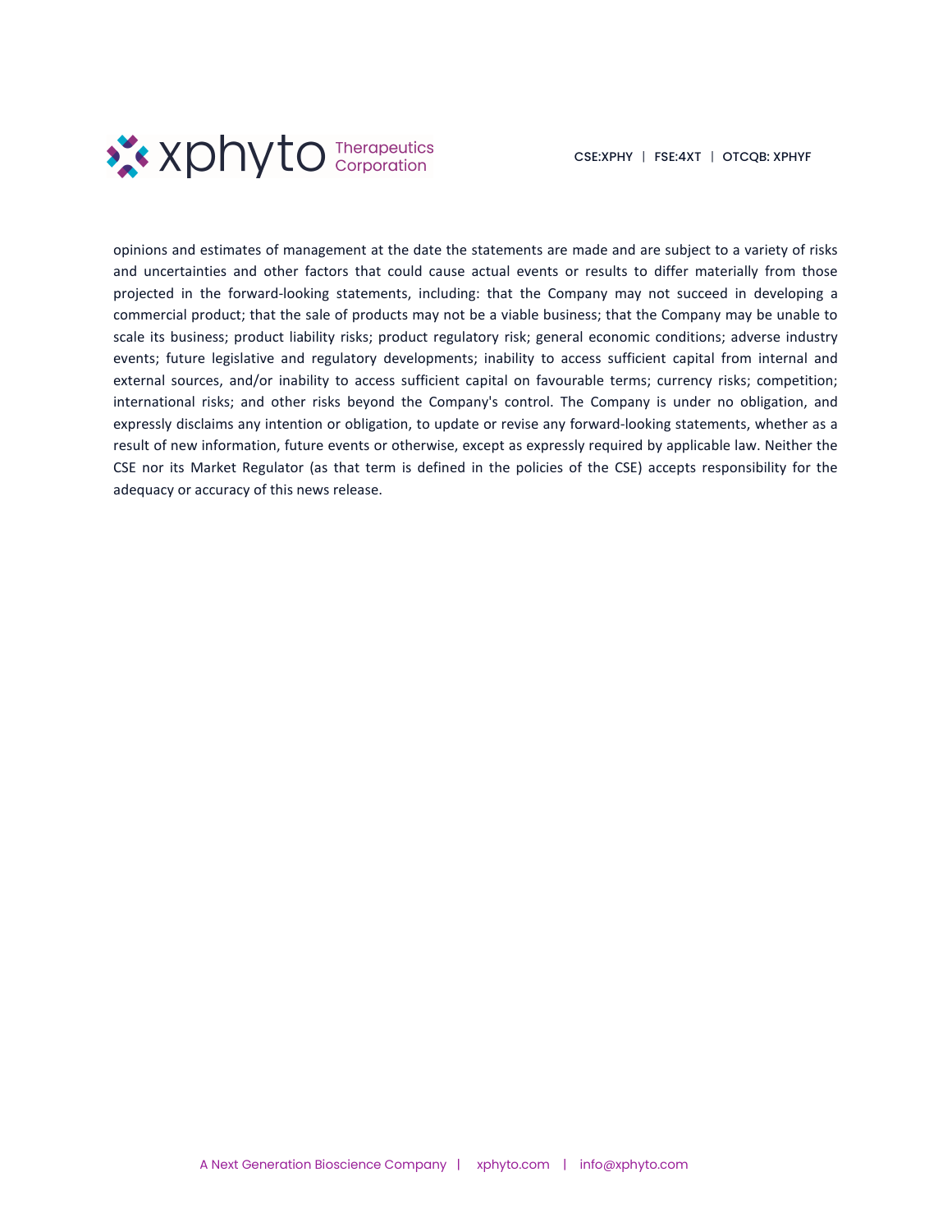opinions and estimates of management at the date the statements are made and are subject to a variety of risks and uncertainties and other factors that could cause actual events or results to differ materially from those projected in the forward-looking statements, including: that the Company may not succeed in developing a commercial product; that the sale of products may not be a viable business; that the Company may be unable to scale its business; product liability risks; product regulatory risk; general economic conditions; adverse industry events; future legislative and regulatory developments; inability to access sufficient capital from internal and external sources, and/or inability to access sufficient capital on favourable terms; currency risks; competition; international risks; and other risks beyond the Company's control. The Company is under no obligation, and expressly disclaims any intention or obligation, to update or revise any forward-looking statements, whether as a result of new information, future events or otherwise, except as expressly required by applicable law. Neither the CSE nor its Market Regulator (as that term is defined in the policies of the CSE) accepts responsibility for the adequacy or accuracy of this news release.